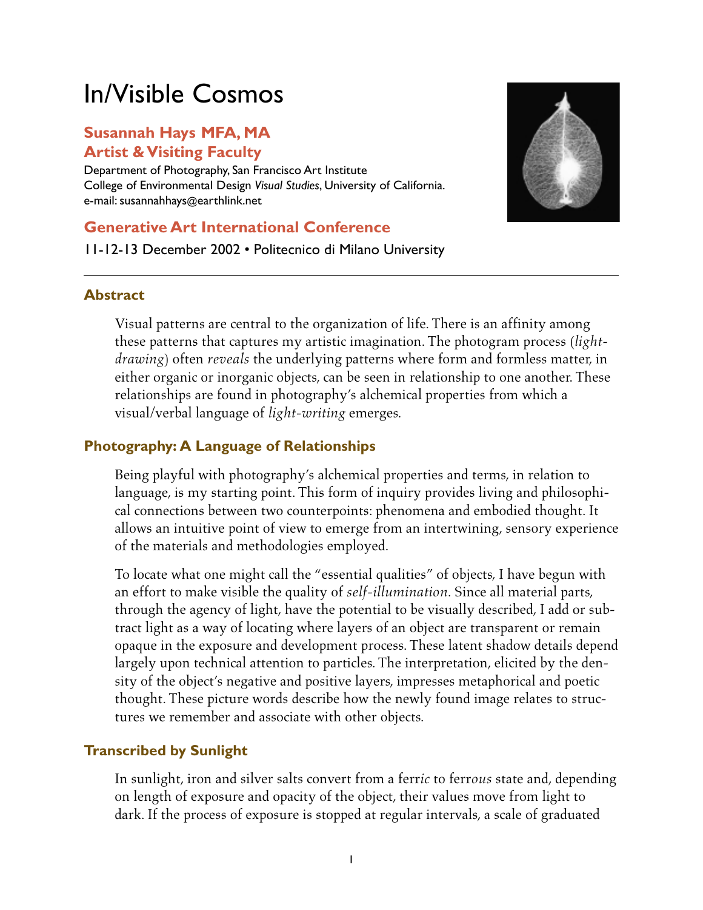# In/Visible Cosmos

## Susannah Hays MFA, MA
## Artist & Visiting Faculty

Department of Photography, San Francisco Art Institute
College of Environmental Design *Visual Studies*, University of California.
e-mail: susannahhays@earthlink.net

## Generative Art International Conference

11-12-13 December 2002 • Politecnico di Milano University

---

### Abstract

Visual patterns are central to the organization of life. There is an affinity among these patterns that captures my artistic imagination. The photogram process (*light-drawing*) often *reveals* the underlying patterns where form and formless matter, in either organic or inorganic objects, can be seen in relationship to one another. These relationships are found in photography's alchemical properties from which a visual/verbal language of *light-writing* emerges.

### Photography: A Language of Relationships

Being playful with photography's alchemical properties and terms, in relation to language, is my starting point. This form of inquiry provides living and philosophical connections between two counterpoints: phenomena and embodied thought. It allows an intuitive point of view to emerge from an intertwining, sensory experience of the materials and methodologies employed.

To locate what one might call the "essential qualities" of objects, I have begun with an effort to make visible the quality of *self-illumination*. Since all material parts, through the agency of light, have the potential to be visually described, I add or subtract light as a way of locating where layers of an object are transparent or remain opaque in the exposure and development process. These latent shadow details depend largely upon technical attention to particles. The interpretation, elicited by the density of the object's negative and positive layers, impresses metaphorical and poetic thought. These picture words describe how the newly found image relates to structures we remember and associate with other objects.

### Transcribed by Sunlight

In sunlight, iron and silver salts convert from a ferr*ic* to ferr*ous* state and, depending on length of exposure and opacity of the object, their values move from light to dark. If the process of exposure is stopped at regular intervals, a scale of graduated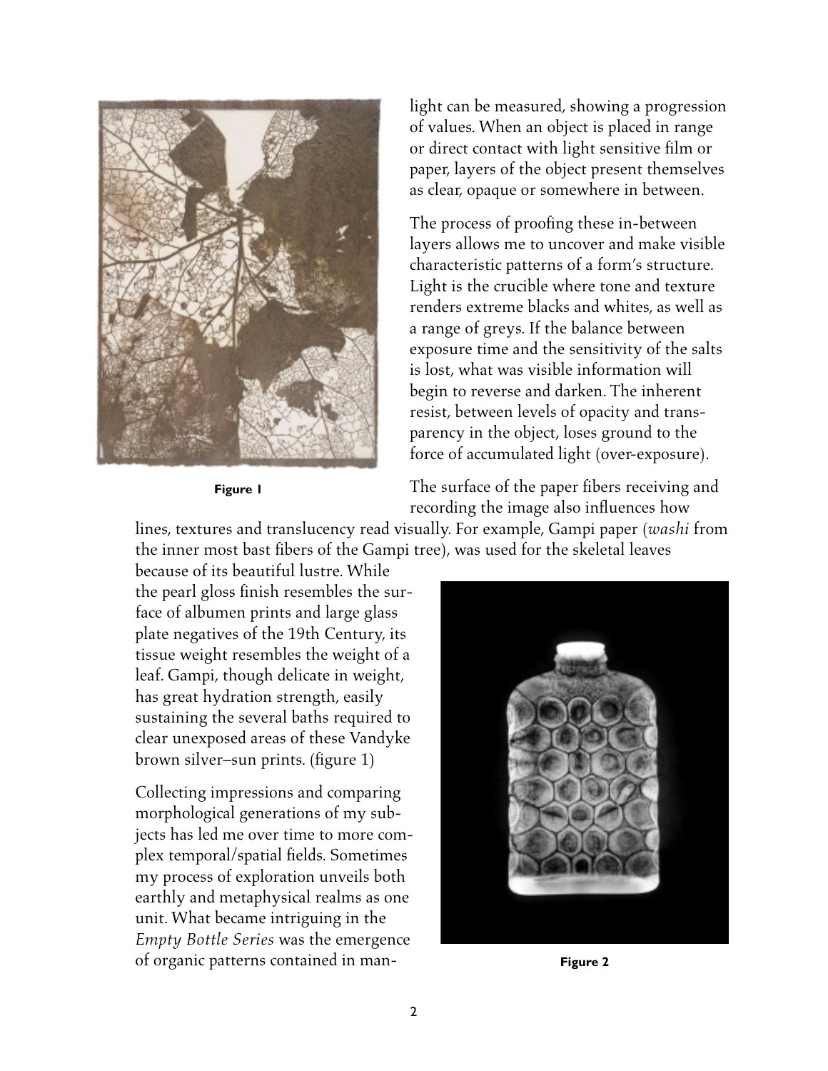light can be measured, showing a progression of values. When an object is placed in range or direct contact with light sensitive film or paper, layers of the object present themselves as clear, opaque or somewhere in between.

The process of proofing these in-between layers allows me to uncover and make visible characteristic patterns of a form's structure. Light is the crucible where tone and texture renders extreme blacks and whites, as well as a range of greys. If the balance between exposure time and the sensitivity of the salts is lost, what was visible information will begin to reverse and darken. The inherent resist, between levels of opacity and transparency in the object, loses ground to the force of accumulated light (over-exposure).

**Figure 1**

The surface of the paper fibers receiving and recording the image also influences how lines, textures and translucency read visually. For example, Gampi paper (*washi* from the inner most bast fibers of the Gampi tree), was used for the skeletal leaves because of its beautiful lustre. While the pearl gloss finish resembles the surface of albumen prints and large glass plate negatives of the 19th Century, its tissue weight resembles the weight of a leaf. Gampi, though delicate in weight, has great hydration strength, easily sustaining the several baths required to clear unexposed areas of these Vandyke brown silver–sun prints. (figure 1)

Collecting impressions and comparing morphological generations of my subjects has led me over time to more complex temporal/spatial fields. Sometimes my process of exploration unveils both earthly and metaphysical realms as one unit. What became intriguing in the *Empty Bottle Series* was the emergence of organic patterns contained in man-

**Figure 2**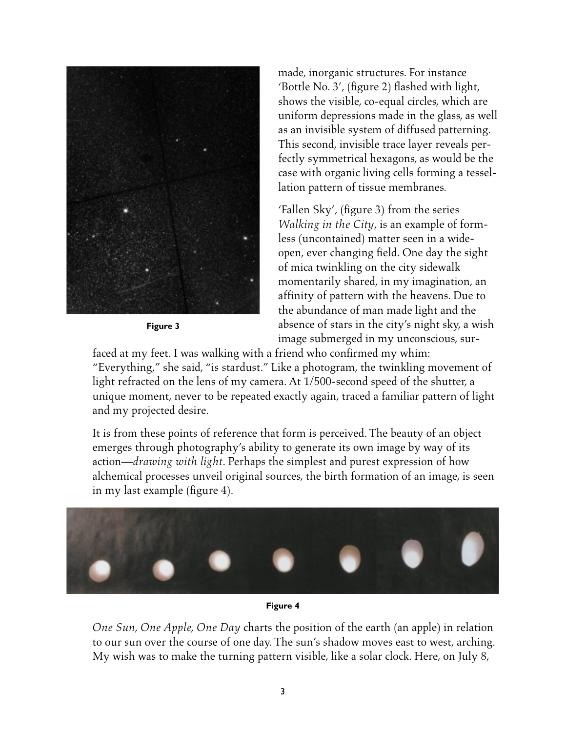Figure 3

made, inorganic structures. For instance 'Bottle No. 3', (figure 2) flashed with light, shows the visible, co-equal circles, which are uniform depressions made in the glass, as well as an invisible system of diffused patterning. This second, invisible trace layer reveals perfectly symmetrical hexagons, as would be the case with organic living cells forming a tessellation pattern of tissue membranes.

'Fallen Sky', (figure 3) from the series *Walking in the City*, is an example of formless (uncontained) matter seen in a wide-open, ever changing field. One day the sight of mica twinkling on the city sidewalk momentarily shared, in my imagination, an affinity of pattern with the heavens. Due to the abundance of man made light and the absence of stars in the city's night sky, a wish image submerged in my unconscious, surfaced at my feet. I was walking with a friend who confirmed my whim: "Everything," she said, "is stardust." Like a photogram, the twinkling movement of light refracted on the lens of my camera. At 1/500-second speed of the shutter, a unique moment, never to be repeated exactly again, traced a familiar pattern of light and my projected desire.

It is from these points of reference that form is perceived. The beauty of an object emerges through photography's ability to generate its own image by way of its action—*drawing with light*. Perhaps the simplest and purest expression of how alchemical processes unveil original sources, the birth formation of an image, is seen in my last example (figure 4).

Figure 4

*One Sun, One Apple, One Day* charts the position of the earth (an apple) in relation to our sun over the course of one day. The sun's shadow moves east to west, arching. My wish was to make the turning pattern visible, like a solar clock. Here, on July 8,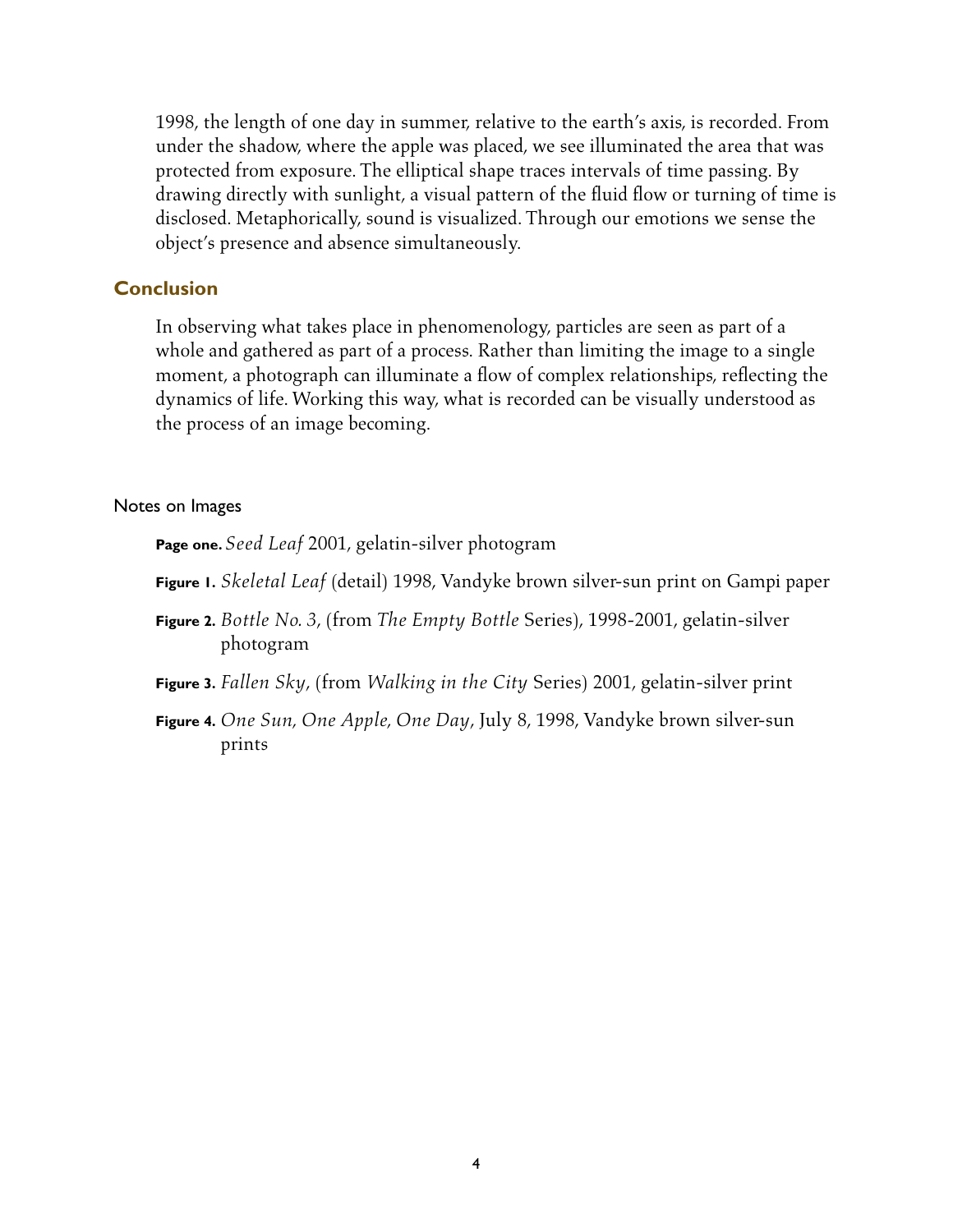1998, the length of one day in summer, relative to the earth's axis, is recorded. From under the shadow, where the apple was placed, we see illuminated the area that was protected from exposure. The elliptical shape traces intervals of time passing. By drawing directly with sunlight, a visual pattern of the fluid flow or turning of time is disclosed. Metaphorically, sound is visualized. Through our emotions we sense the object's presence and absence simultaneously.

## Conclusion

In observing what takes place in phenomenology, particles are seen as part of a whole and gathered as part of a process. Rather than limiting the image to a single moment, a photograph can illuminate a flow of complex relationships, reflecting the dynamics of life. Working this way, what is recorded can be visually understood as the process of an image becoming.

### Notes on Images

**Page one.** *Seed Leaf* 2001, gelatin-silver photogram

**Figure 1.** *Skeletal Leaf* (detail) 1998, Vandyke brown silver-sun print on Gampi paper

**Figure 2.** *Bottle No. 3*, (from *The Empty Bottle* Series), 1998-2001, gelatin-silver photogram

**Figure 3.** *Fallen Sky*, (from *Walking in the City* Series) 2001, gelatin-silver print

**Figure 4.** *One Sun, One Apple, One Day*, July 8, 1998, Vandyke brown silver-sun prints